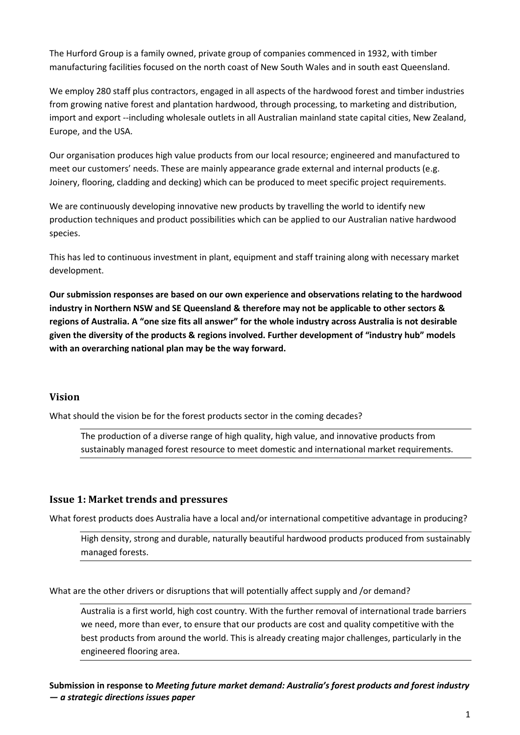The Hurford Group is a family owned, private group of companies commenced in 1932, with timber manufacturing facilities focused on the north coast of New South Wales and in south east Queensland.

We employ 280 staff plus contractors, engaged in all aspects of the hardwood forest and timber industries from growing native forest and plantation hardwood, through processing, to marketing and distribution, import and export --including wholesale outlets in all Australian mainland state capital cities, New Zealand, Europe, and the USA.

Our organisation produces high value products from our local resource; engineered and manufactured to meet our customers' needs. These are mainly appearance grade external and internal products (e.g. Joinery, flooring, cladding and decking) which can be produced to meet specific project requirements.

We are continuously developing innovative new products by travelling the world to identify new production techniques and product possibilities which can be applied to our Australian native hardwood species.

This has led to continuous investment in plant, equipment and staff training along with necessary market development.

**Our submission responses are based on our own experience and observations relating to the hardwood industry in Northern NSW and SE Queensland & therefore may not be applicable to other sectors & regions of Australia. A "one size fits all answer" for the whole industry across Australia is not desirable given the diversity of the products & regions involved. Further development of "industry hub" models with an overarching national plan may be the way forward.**

## Vision

What should the vision be for the forest products sector in the coming decades?

> The production of a diverse range of high quality, high value, and innovative products from sustainably managed forest resource to meet domestic and international market requirements.

## Issue 1: Market trends and pressures

What forest products does Australia have a local and/or international competitive advantage in producing?

> High density, strong and durable, naturally beautiful hardwood products produced from sustainably managed forests.

What are the other drivers or disruptions that will potentially affect supply and /or demand?

> Australia is a first world, high cost country. With the further removal of international trade barriers we need, more than ever, to ensure that our products are cost and quality competitive with the best products from around the world. This is already creating major challenges, particularly in the engineered flooring area.

**Submission in response to *Meeting future market demand: Australia's forest products and forest industry — a strategic directions issues paper***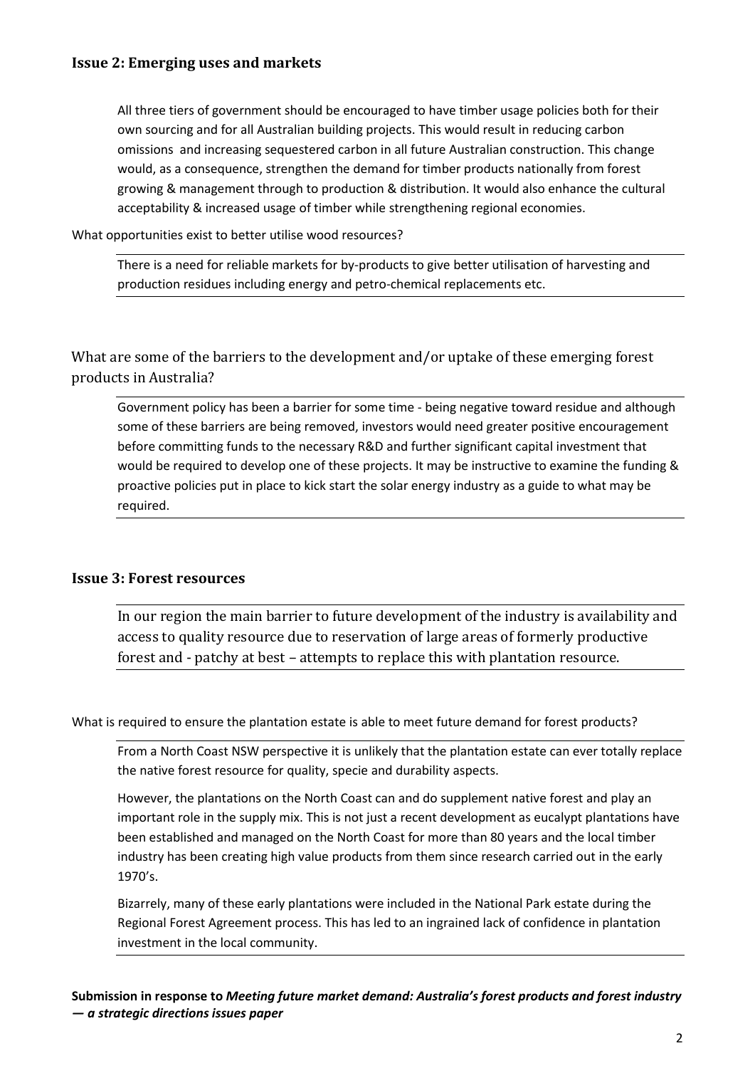### Issue 2: Emerging uses and markets

All three tiers of government should be encouraged to have timber usage policies both for their own sourcing and for all Australian building projects. This would result in reducing carbon omissions and increasing sequestered carbon in all future Australian construction. This change would, as a consequence, strengthen the demand for timber products nationally from forest growing & management through to production & distribution. It would also enhance the cultural acceptability & increased usage of timber while strengthening regional economies.

What opportunities exist to better utilise wood resources?

There is a need for reliable markets for by-products to give better utilisation of harvesting and production residues including energy and petro-chemical replacements etc.

What are some of the barriers to the development and/or uptake of these emerging forest products in Australia?

Government policy has been a barrier for some time - being negative toward residue and although some of these barriers are being removed, investors would need greater positive encouragement before committing funds to the necessary R&D and further significant capital investment that would be required to develop one of these projects. It may be instructive to examine the funding & proactive policies put in place to kick start the solar energy industry as a guide to what may be required.

### Issue 3: Forest resources

In our region the main barrier to future development of the industry is availability and access to quality resource due to reservation of large areas of formerly productive forest and - patchy at best – attempts to replace this with plantation resource.

What is required to ensure the plantation estate is able to meet future demand for forest products?

From a North Coast NSW perspective it is unlikely that the plantation estate can ever totally replace the native forest resource for quality, specie and durability aspects.

However, the plantations on the North Coast can and do supplement native forest and play an important role in the supply mix. This is not just a recent development as eucalypt plantations have been established and managed on the North Coast for more than 80 years and the local timber industry has been creating high value products from them since research carried out in the early 1970's.

Bizarrely, many of these early plantations were included in the National Park estate during the Regional Forest Agreement process. This has led to an ingrained lack of confidence in plantation investment in the local community.

**Submission in response to *Meeting future market demand: Australia's forest products and forest industry — a strategic directions issues paper***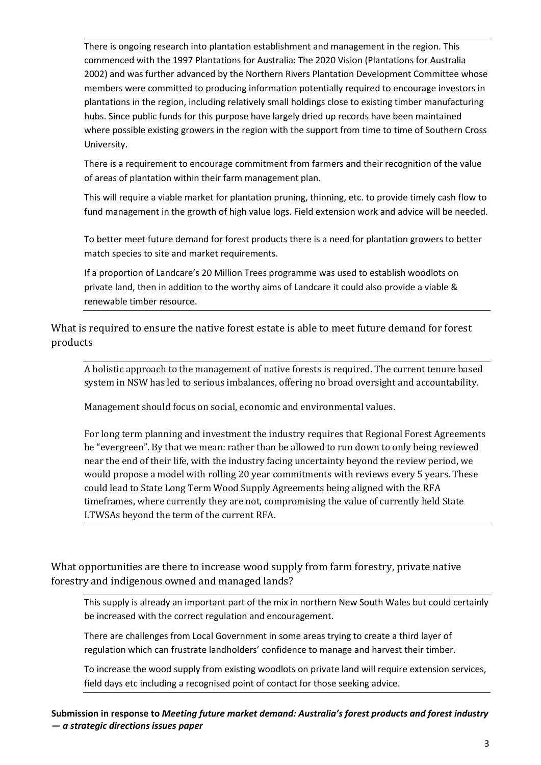There is ongoing research into plantation establishment and management in the region. This commenced with the 1997 Plantations for Australia: The 2020 Vision (Plantations for Australia 2002) and was further advanced by the Northern Rivers Plantation Development Committee whose members were committed to producing information potentially required to encourage investors in plantations in the region, including relatively small holdings close to existing timber manufacturing hubs. Since public funds for this purpose have largely dried up records have been maintained where possible existing growers in the region with the support from time to time of Southern Cross University.

There is a requirement to encourage commitment from farmers and their recognition of the value of areas of plantation within their farm management plan.

This will require a viable market for plantation pruning, thinning, etc. to provide timely cash flow to fund management in the growth of high value logs. Field extension work and advice will be needed.

To better meet future demand for forest products there is a need for plantation growers to better match species to site and market requirements.

If a proportion of Landcare's 20 Million Trees programme was used to establish woodlots on private land, then in addition to the worthy aims of Landcare it could also provide a viable & renewable timber resource.

## What is required to ensure the native forest estate is able to meet future demand for forest products

A holistic approach to the management of native forests is required. The current tenure based system in NSW has led to serious imbalances, offering no broad oversight and accountability.

Management should focus on social, economic and environmental values.

For long term planning and investment the industry requires that Regional Forest Agreements be "evergreen". By that we mean: rather than be allowed to run down to only being reviewed near the end of their life, with the industry facing uncertainty beyond the review period, we would propose a model with rolling 20 year commitments with reviews every 5 years. These could lead to State Long Term Wood Supply Agreements being aligned with the RFA timeframes, where currently they are not, compromising the value of currently held State LTWSAs beyond the term of the current RFA.

## What opportunities are there to increase wood supply from farm forestry, private native forestry and indigenous owned and managed lands?

This supply is already an important part of the mix in northern New South Wales but could certainly be increased with the correct regulation and encouragement.

There are challenges from Local Government in some areas trying to create a third layer of regulation which can frustrate landholders' confidence to manage and harvest their timber.

To increase the wood supply from existing woodlots on private land will require extension services, field days etc including a recognised point of contact for those seeking advice.

**Submission in response to *Meeting future market demand: Australia's forest products and forest industry — a strategic directions issues paper***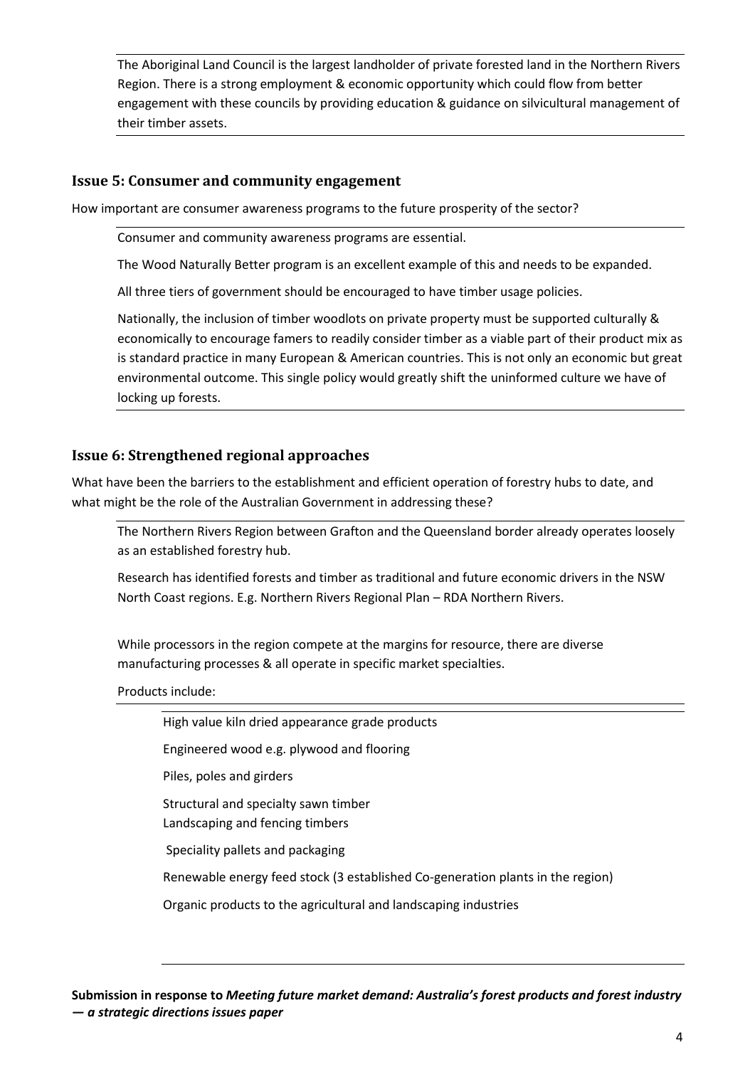The Aboriginal Land Council is the largest landholder of private forested land in the Northern Rivers Region. There is a strong employment & economic opportunity which could flow from better engagement with these councils by providing education & guidance on silvicultural management of their timber assets.

### Issue 5: Consumer and community engagement

How important are consumer awareness programs to the future prosperity of the sector?

Consumer and community awareness programs are essential.

The Wood Naturally Better program is an excellent example of this and needs to be expanded.

All three tiers of government should be encouraged to have timber usage policies.

Nationally, the inclusion of timber woodlots on private property must be supported culturally & economically to encourage famers to readily consider timber as a viable part of their product mix as is standard practice in many European & American countries. This is not only an economic but great environmental outcome. This single policy would greatly shift the uninformed culture we have of locking up forests.

### Issue 6: Strengthened regional approaches

What have been the barriers to the establishment and efficient operation of forestry hubs to date, and what might be the role of the Australian Government in addressing these?

The Northern Rivers Region between Grafton and the Queensland border already operates loosely as an established forestry hub.

Research has identified forests and timber as traditional and future economic drivers in the NSW North Coast regions. E.g. Northern Rivers Regional Plan – RDA Northern Rivers.

While processors in the region compete at the margins for resource, there are diverse manufacturing processes & all operate in specific market specialties.

Products include:

- High value kiln dried appearance grade products
- Engineered wood e.g. plywood and flooring
- Piles, poles and girders
- Structural and specialty sawn timber
- Landscaping and fencing timbers
- Speciality pallets and packaging
- Renewable energy feed stock (3 established Co-generation plants in the region)
- Organic products to the agricultural and landscaping industries

**Submission in response to *Meeting future market demand: Australia's forest products and forest industry — a strategic directions issues paper***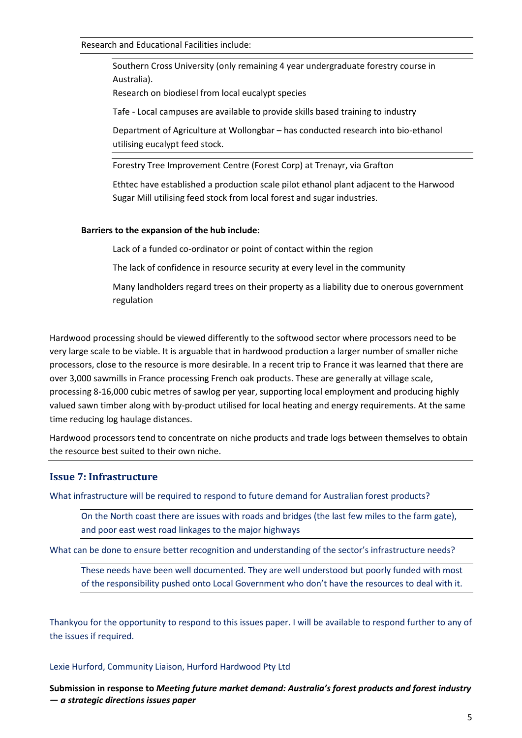Research and Educational Facilities include:

Southern Cross University (only remaining 4 year undergraduate forestry course in Australia).

Research on biodiesel from local eucalypt species

Tafe - Local campuses are available to provide skills based training to industry

Department of Agriculture at Wollongbar – has conducted research into bio-ethanol utilising eucalypt feed stock.

Forestry Tree Improvement Centre (Forest Corp) at Trenayr, via Grafton

Ethtec have established a production scale pilot ethanol plant adjacent to the Harwood Sugar Mill utilising feed stock from local forest and sugar industries.

**Barriers to the expansion of the hub include:**

Lack of a funded co-ordinator or point of contact within the region

The lack of confidence in resource security at every level in the community

Many landholders regard trees on their property as a liability due to onerous government regulation

Hardwood processing should be viewed differently to the softwood sector where processors need to be very large scale to be viable. It is arguable that in hardwood production a larger number of smaller niche processors, close to the resource is more desirable. In a recent trip to France it was learned that there are over 3,000 sawmills in France processing French oak products. These are generally at village scale, processing 8-16,000 cubic metres of sawlog per year, supporting local employment and producing highly valued sawn timber along with by-product utilised for local heating and energy requirements. At the same time reducing log haulage distances.

Hardwood processors tend to concentrate on niche products and trade logs between themselves to obtain the resource best suited to their own niche.

## Issue 7: Infrastructure

What infrastructure will be required to respond to future demand for Australian forest products?

On the North coast there are issues with roads and bridges (the last few miles to the farm gate), and poor east west road linkages to the major highways

What can be done to ensure better recognition and understanding of the sector's infrastructure needs?

These needs have been well documented. They are well understood but poorly funded with most of the responsibility pushed onto Local Government who don't have the resources to deal with it.

Thankyou for the opportunity to respond to this issues paper. I will be available to respond further to any of the issues if required.

Lexie Hurford, Community Liaison, Hurford Hardwood Pty Ltd

**Submission in response to *Meeting future market demand: Australia's forest products and forest industry — a strategic directions issues paper***